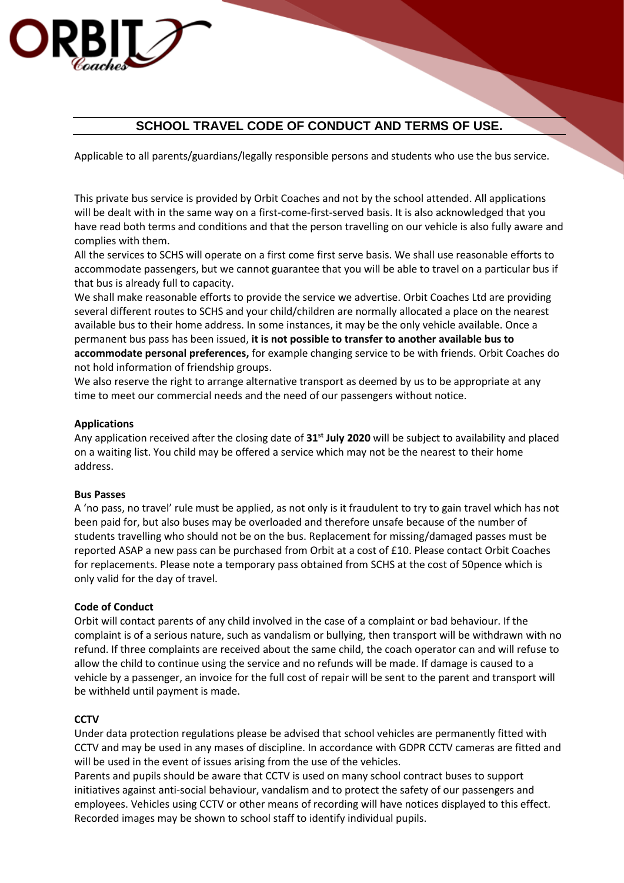# SCHOOL TRAVEL CODE OF CONDUCT AND TERMS OF USE.

Applicable to all parents/guardians/legally responsible persons and students who use the bus service.

This private bus service is provided by Orbit Coaches and not by the school attended. All applications will be dealt with in the same way on a first-come-first-served basis. It is also acknowledged that you have read both terms and conditions and that the person travelling on our vehicle is also fully aware and complies with them.

All the services to SCHS will operate on a first come first serve basis. We shall use reasonable efforts to accommodate passengers, but we cannot guarantee that you will be able to travel on a particular bus if that bus is already full to capacity.

We shall make reasonable efforts to provide the service we advertise. Orbit Coaches Ltd are providing several different routes to SCHS and your child/children are normally allocated a place on the nearest available bus to their home address. In some instances, it may be the only vehicle available. Once a permanent bus pass has been issued, **it is not possible to transfer to another available bus to accommodate personal preferences,** for example changing service to be with friends. Orbit Coaches do not hold information of friendship groups.

We also reserve the right to arrange alternative transport as deemed by us to be appropriate at any time to meet our commercial needs and the need of our passengers without notice.

**Applications**

Any application received after the closing date of **31st July 2020** will be subject to availability and placed on a waiting list. You child may be offered a service which may not be the nearest to their home address.

**Bus Passes**

A 'no pass, no travel' rule must be applied, as not only is it fraudulent to try to gain travel which has not been paid for, but also buses may be overloaded and therefore unsafe because of the number of students travelling who should not be on the bus. Replacement for missing/damaged passes must be reported ASAP a new pass can be purchased from Orbit at a cost of £10. Please contact Orbit Coaches for replacements. Please note a temporary pass obtained from SCHS at the cost of 50pence which is only valid for the day of travel.

**Code of Conduct**

Orbit will contact parents of any child involved in the case of a complaint or bad behaviour. If the complaint is of a serious nature, such as vandalism or bullying, then transport will be withdrawn with no refund. If three complaints are received about the same child, the coach operator can and will refuse to allow the child to continue using the service and no refunds will be made. If damage is caused to a vehicle by a passenger, an invoice for the full cost of repair will be sent to the parent and transport will be withheld until payment is made.

**CCTV**

Under data protection regulations please be advised that school vehicles are permanently fitted with CCTV and may be used in any mases of discipline. In accordance with GDPR CCTV cameras are fitted and will be used in the event of issues arising from the use of the vehicles.

Parents and pupils should be aware that CCTV is used on many school contract buses to support initiatives against anti-social behaviour, vandalism and to protect the safety of our passengers and employees. Vehicles using CCTV or other means of recording will have notices displayed to this effect. Recorded images may be shown to school staff to identify individual pupils.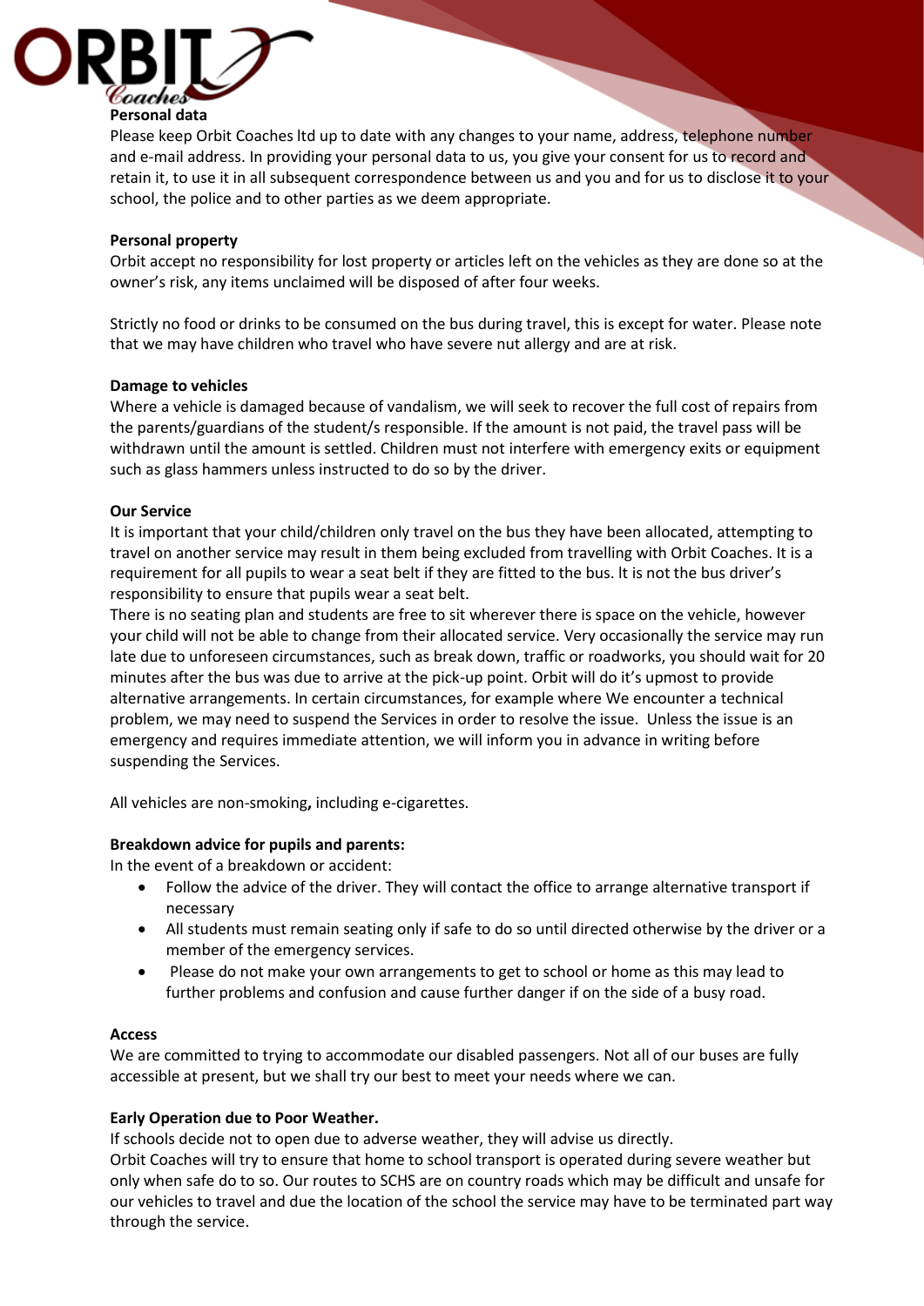**Personal data**

Please keep Orbit Coaches ltd up to date with any changes to your name, address, telephone number and e-mail address. In providing your personal data to us, you give your consent for us to record and retain it, to use it in all subsequent correspondence between us and you and for us to disclose it to your school, the police and to other parties as we deem appropriate.

**Personal property**

Orbit accept no responsibility for lost property or articles left on the vehicles as they are done so at the owner's risk, any items unclaimed will be disposed of after four weeks.

Strictly no food or drinks to be consumed on the bus during travel, this is except for water. Please note that we may have children who travel who have severe nut allergy and are at risk.

**Damage to vehicles**

Where a vehicle is damaged because of vandalism, we will seek to recover the full cost of repairs from the parents/guardians of the student/s responsible. If the amount is not paid, the travel pass will be withdrawn until the amount is settled. Children must not interfere with emergency exits or equipment such as glass hammers unless instructed to do so by the driver.

**Our Service**

It is important that your child/children only travel on the bus they have been allocated, attempting to travel on another service may result in them being excluded from travelling with Orbit Coaches. It is a requirement for all pupils to wear a seat belt if they are fitted to the bus. It is not the bus driver's responsibility to ensure that pupils wear a seat belt.

There is no seating plan and students are free to sit wherever there is space on the vehicle, however your child will not be able to change from their allocated service. Very occasionally the service may run late due to unforeseen circumstances, such as break down, traffic or roadworks, you should wait for 20 minutes after the bus was due to arrive at the pick-up point. Orbit will do it's upmost to provide alternative arrangements. In certain circumstances, for example where We encounter a technical problem, we may need to suspend the Services in order to resolve the issue. Unless the issue is an emergency and requires immediate attention, we will inform you in advance in writing before suspending the Services.

All vehicles are non-smoking**,** including e-cigarettes.

**Breakdown advice for pupils and parents:**

In the event of a breakdown or accident:

- Follow the advice of the driver. They will contact the office to arrange alternative transport if necessary
- All students must remain seating only if safe to do so until directed otherwise by the driver or a member of the emergency services.
- Please do not make your own arrangements to get to school or home as this may lead to further problems and confusion and cause further danger if on the side of a busy road.

**Access**

We are committed to trying to accommodate our disabled passengers. Not all of our buses are fully accessible at present, but we shall try our best to meet your needs where we can.

**Early Operation due to Poor Weather.**

If schools decide not to open due to adverse weather, they will advise us directly.

Orbit Coaches will try to ensure that home to school transport is operated during severe weather but only when safe do to so. Our routes to SCHS are on country roads which may be difficult and unsafe for our vehicles to travel and due the location of the school the service may have to be terminated part way through the service.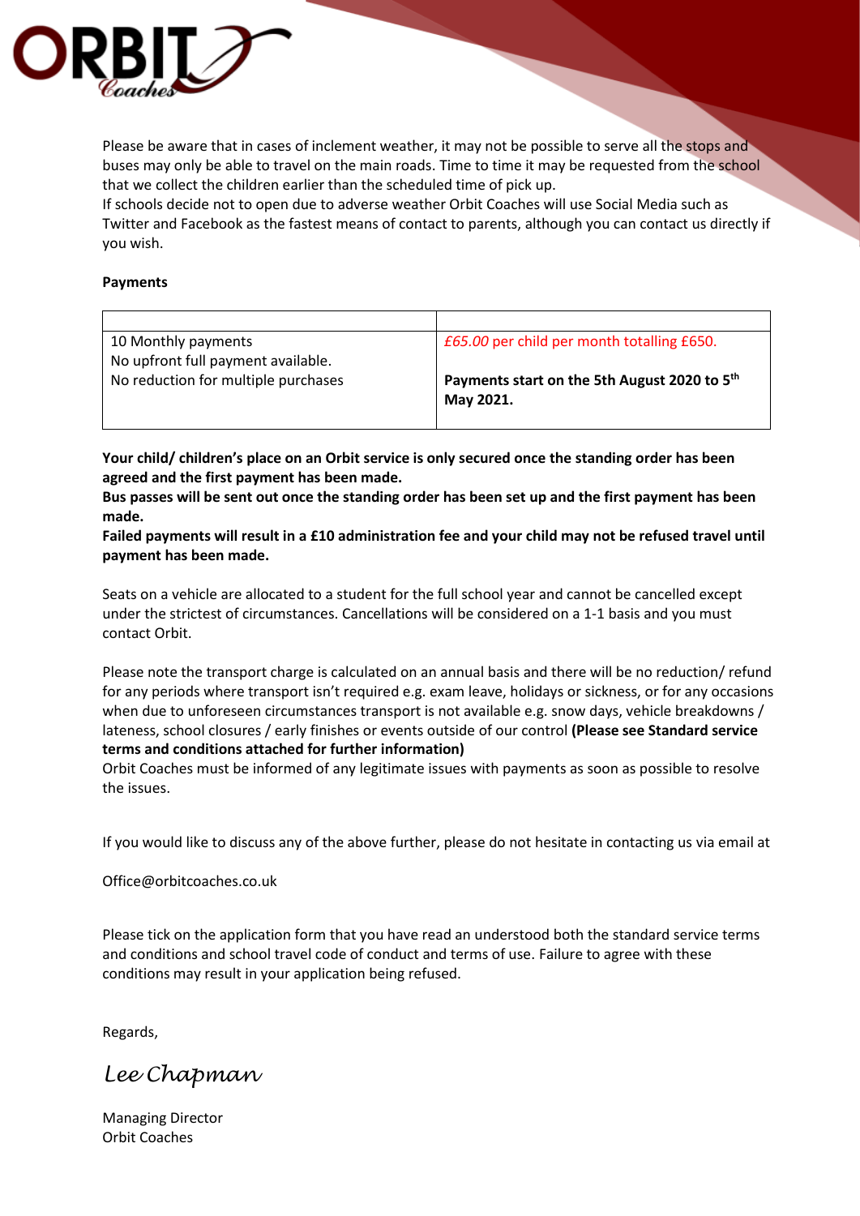Please be aware that in cases of inclement weather, it may not be possible to serve all the stops and buses may only be able to travel on the main roads. Time to time it may be requested from the school that we collect the children earlier than the scheduled time of pick up.
If schools decide not to open due to adverse weather Orbit Coaches will use Social Media such as Twitter and Facebook as the fastest means of contact to parents, although you can contact us directly if you wish.

**Payments**

| | |
|---|---|
| 10 Monthly payments<br>No upfront full payment available.<br>No reduction for multiple purchases | *£65.00* per child per month totalling £650.<br><br>**Payments start on the 5th August 2020 to 5th May 2021.** |

**Your child/ children's place on an Orbit service is only secured once the standing order has been agreed and the first payment has been made.**
**Bus passes will be sent out once the standing order has been set up and the first payment has been made.**
**Failed payments will result in a £10 administration fee and your child may not be refused travel until payment has been made.**

Seats on a vehicle are allocated to a student for the full school year and cannot be cancelled except under the strictest of circumstances. Cancellations will be considered on a 1-1 basis and you must contact Orbit.

Please note the transport charge is calculated on an annual basis and there will be no reduction/ refund for any periods where transport isn't required e.g. exam leave, holidays or sickness, or for any occasions when due to unforeseen circumstances transport is not available e.g. snow days, vehicle breakdowns / lateness, school closures / early finishes or events outside of our control **(Please see Standard service terms and conditions attached for further information)**
Orbit Coaches must be informed of any legitimate issues with payments as soon as possible to resolve the issues.

If you would like to discuss any of the above further, please do not hesitate in contacting us via email at

Office@orbitcoaches.co.uk

Please tick on the application form that you have read an understood both the standard service terms and conditions and school travel code of conduct and terms of use. Failure to agree with these conditions may result in your application being refused.

Regards,

*Lee Chapman*

Managing Director
Orbit Coaches